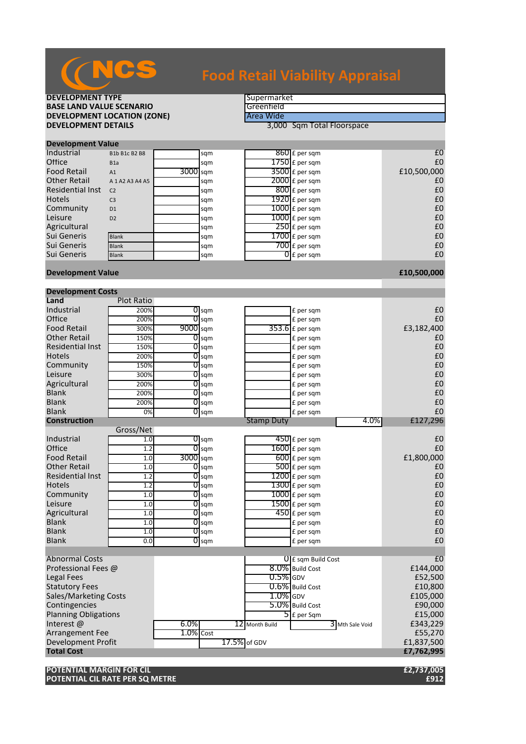# NCS Food Retail Viability Appraisal

| | |
|---|---|
| **DEVELOPMENT TYPE** | Supermarket |
| **BASE LAND VALUE SCENARIO** | Greenfield |
| **DEVELOPMENT LOCATION (ZONE)** | Area Wide |
| **DEVELOPMENT DETAILS** | 3,000 Sqm Total Floorspace |

## Development Value

| | Use Class | Area | | Rate | | Value |
|---|---|---|---|---|---|---|
| Industrial | B1b B1c B2 B8 | | sqm | 860 | £ per sqm | £0 |
| Office | B1a | | sqm | 1750 | £ per sqm | £0 |
| Food Retail | A1 | 3000 | sqm | 3500 | £ per sqm | £10,500,000 |
| Other Retail | A 1 A2 A3 A4 A5 | | sqm | 2000 | £ per sqm | £0 |
| Residential Inst | C2 | | sqm | 800 | £ per sqm | £0 |
| Hotels | C3 | | sqm | 1920 | £ per sqm | £0 |
| Community | D1 | | sqm | 1000 | £ per sqm | £0 |
| Leisure | D2 | | sqm | 1000 | £ per sqm | £0 |
| Agricultural | | | sqm | 250 | £ per sqm | £0 |
| Sui Generis | Blank | | sqm | 1700 | £ per sqm | £0 |
| Sui Generis | Blank | | sqm | 700 | £ per sqm | £0 |
| Sui Generis | Blank | | sqm | 0 | £ per sqm | £0 |
| **Development Value** | | | | | | **£10,500,000** |

## Development Costs

| **Land** | Plot Ratio | Area | | Rate | | Cost |
|---|---|---|---|---|---|---|
| Industrial | 200% | 0 | sqm | | £ per sqm | £0 |
| Office | 200% | 0 | sqm | | £ per sqm | £0 |
| Food Retail | 300% | 9000 | sqm | 353.6 | £ per sqm | £3,182,400 |
| Other Retail | 150% | 0 | sqm | | £ per sqm | £0 |
| Residential Inst | 150% | 0 | sqm | | £ per sqm | £0 |
| Hotels | 200% | 0 | sqm | | £ per sqm | £0 |
| Community | 150% | 0 | sqm | | £ per sqm | £0 |
| Leisure | 300% | 0 | sqm | | £ per sqm | £0 |
| Agricultural | 200% | 0 | sqm | | £ per sqm | £0 |
| Blank | 200% | 0 | sqm | | £ per sqm | £0 |
| Blank | 200% | 0 | sqm | | £ per sqm | £0 |
| Blank | 0% | 0 | sqm | | £ per sqm | £0 |
| **Construction** | | | | Stamp Duty | 4.0% | £127,296 |

| | Gross/Net | Area | | Rate | | Cost |
|---|---|---|---|---|---|---|
| Industrial | 1.0 | 0 | sqm | 450 | £ per sqm | £0 |
| Office | 1.2 | 0 | sqm | 1600 | £ per sqm | £0 |
| Food Retail | 1.0 | 3000 | sqm | 600 | £ per sqm | £1,800,000 |
| Other Retail | 1.0 | 0 | sqm | 500 | £ per sqm | £0 |
| Residential Inst | 1.2 | 0 | sqm | 1200 | £ per sqm | £0 |
| Hotels | 1.2 | 0 | sqm | 1300 | £ per sqm | £0 |
| Community | 1.0 | 0 | sqm | 1000 | £ per sqm | £0 |
| Leisure | 1.0 | 0 | sqm | 1500 | £ per sqm | £0 |
| Agricultural | 1.0 | 0 | sqm | 450 | £ per sqm | £0 |
| Blank | 1.0 | 0 | sqm | | £ per sqm | £0 |
| Blank | 1.0 | 0 | sqm | | £ per sqm | £0 |
| Blank | 0.0 | 0 | sqm | | £ per sqm | £0 |

| | | | | | Cost |
|---|---|---|---|---|---|
| Abnormal Costs | | | 0 | £ sqm Build Cost | £0 |
| Professional Fees @ | | | 8.0% | Build Cost | £144,000 |
| Legal Fees | | | 0.5% | GDV | £52,500 |
| Statutory Fees | | | 0.6% | Build Cost | £10,800 |
| Sales/Marketing Costs | | | 1.0% | GDV | £105,000 |
| Contingencies | | | 5.0% | Build Cost | £90,000 |
| Planning Obligations | | | 5 | £ per Sqm | £15,000 |
| Interest @ | 6.0% | 12 | Month Build | 3 Mth Sale Void | £343,229 |
| Arrangement Fee | 1.0% | Cost | | | £55,270 |
| Development Profit | | 17.5% | of GDV | | £1,837,500 |
| **Total Cost** | | | | | **£7,762,995** |

| | |
|---|---|
| **POTENTIAL MARGIN FOR CIL** | **£2,737,005** |
| **POTENTIAL CIL RATE PER SQ METRE** | **£912** |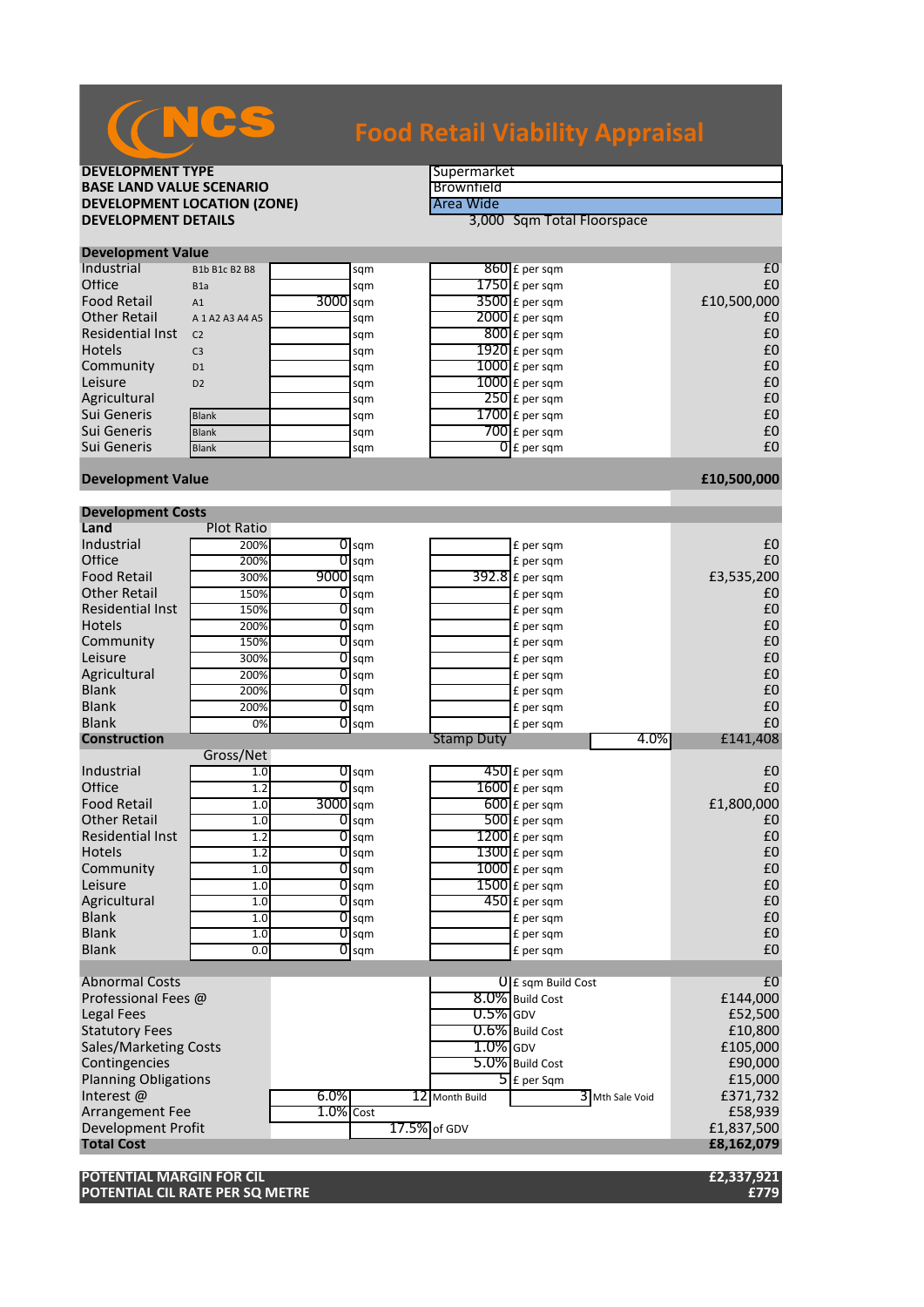# NCS Food Retail Viability Appraisal

| | |
|---|---|
| **DEVELOPMENT TYPE** | Supermarket |
| **BASE LAND VALUE SCENARIO** | Brownfield |
| **DEVELOPMENT LOCATION (ZONE)** | Area Wide |
| **DEVELOPMENT DETAILS** | 3,000 Sqm Total Floorspace |

## Development Value

| | | | | | | |
|---|---|---|---|---|---|---|
| Industrial | B1b B1c B2 B8 | | sqm | 860 | £ per sqm | £0 |
| Office | B1a | | sqm | 1750 | £ per sqm | £0 |
| Food Retail | A1 | 3000 | sqm | 3500 | £ per sqm | £10,500,000 |
| Other Retail | A 1 A2 A3 A4 A5 | | sqm | 2000 | £ per sqm | £0 |
| Residential Inst | C2 | | sqm | 800 | £ per sqm | £0 |
| Hotels | C3 | | sqm | 1920 | £ per sqm | £0 |
| Community | D1 | | sqm | 1000 | £ per sqm | £0 |
| Leisure | D2 | | sqm | 1000 | £ per sqm | £0 |
| Agricultural | | | sqm | 250 | £ per sqm | £0 |
| Sui Generis | Blank | | sqm | 1700 | £ per sqm | £0 |
| Sui Generis | Blank | | sqm | 700 | £ per sqm | £0 |
| Sui Generis | Blank | | sqm | 0 | £ per sqm | £0 |
| **Development Value** | | | | | | **£10,500,000** |

## Development Costs

| | | | | | | |
|---|---|---|---|---|---|---|
| **Land** | Plot Ratio | | | | | |
| Industrial | 200% | 0 | sqm | | £ per sqm | £0 |
| Office | 200% | 0 | sqm | | £ per sqm | £0 |
| Food Retail | 300% | 9000 | sqm | 392.8 | £ per sqm | £3,535,200 |
| Other Retail | 150% | 0 | sqm | | £ per sqm | £0 |
| Residential Inst | 150% | 0 | sqm | | £ per sqm | £0 |
| Hotels | 200% | 0 | sqm | | £ per sqm | £0 |
| Community | 150% | 0 | sqm | | £ per sqm | £0 |
| Leisure | 300% | 0 | sqm | | £ per sqm | £0 |
| Agricultural | 200% | 0 | sqm | | £ per sqm | £0 |
| Blank | 200% | 0 | sqm | | £ per sqm | £0 |
| Blank | 200% | 0 | sqm | | £ per sqm | £0 |
| Blank | 0% | 0 | sqm | | £ per sqm | £0 |
| **Construction** | | | | Stamp Duty | 4.0% | £141,408 |
| | Gross/Net | | | | | |
| Industrial | 1.0 | 0 | sqm | 450 | £ per sqm | £0 |
| Office | 1.2 | 0 | sqm | 1600 | £ per sqm | £0 |
| Food Retail | 1.0 | 3000 | sqm | 600 | £ per sqm | £1,800,000 |
| Other Retail | 1.0 | 0 | sqm | 500 | £ per sqm | £0 |
| Residential Inst | 1.2 | 0 | sqm | 1200 | £ per sqm | £0 |
| Hotels | 1.2 | 0 | sqm | 1300 | £ per sqm | £0 |
| Community | 1.0 | 0 | sqm | 1000 | £ per sqm | £0 |
| Leisure | 1.0 | 0 | sqm | 1500 | £ per sqm | £0 |
| Agricultural | 1.0 | 0 | sqm | 450 | £ per sqm | £0 |
| Blank | 1.0 | 0 | sqm | | £ per sqm | £0 |
| Blank | 1.0 | 0 | sqm | | £ per sqm | £0 |
| Blank | 0.0 | 0 | sqm | | £ per sqm | £0 |

| | | | | | |
|---|---|---|---|---|---|
| Abnormal Costs | | | 0 | £ sqm Build Cost | £0 |
| Professional Fees @ | | | 8.0% | Build Cost | £144,000 |
| Legal Fees | | | 0.5% | GDV | £52,500 |
| Statutory Fees | | | 0.6% | Build Cost | £10,800 |
| Sales/Marketing Costs | | | 1.0% | GDV | £105,000 |
| Contingencies | | | 5.0% | Build Cost | £90,000 |
| Planning Obligations | | | 5 | £ per Sqm | £15,000 |
| Interest @ | 6.0% | 12 Month Build | | 3 Mth Sale Void | £371,732 |
| Arrangement Fee | 1.0% | Cost | | | £58,939 |
| Development Profit | | 17.5% | of GDV | | £1,837,500 |
| **Total Cost** | | | | | **£8,162,079** |

| | |
|---|---|
| **POTENTIAL MARGIN FOR CIL** | **£2,337,921** |
| **POTENTIAL CIL RATE PER SQ METRE** | **£779** |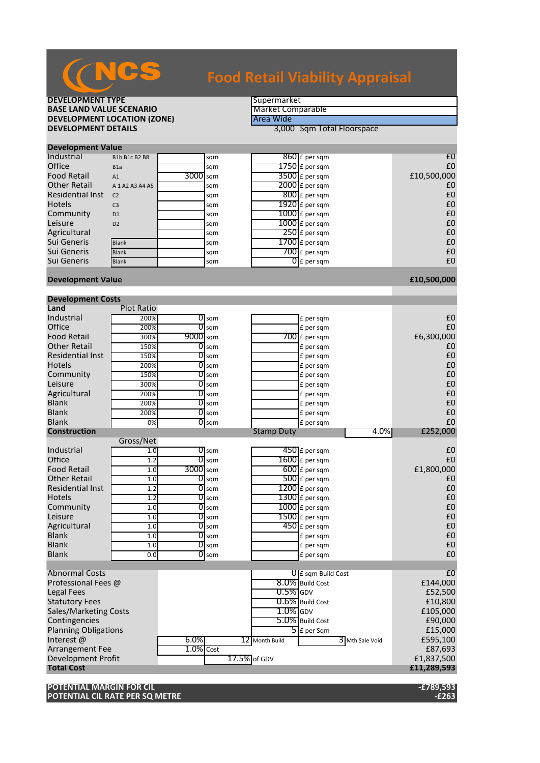# NCS Food Retail Viability Appraisal

| | |
|---|---|
| **DEVELOPMENT TYPE** | Supermarket |
| **BASE LAND VALUE SCENARIO** | Market Comparable |
| **DEVELOPMENT LOCATION (ZONE)** | Area Wide |
| **DEVELOPMENT DETAILS** | 3,000 Sqm Total Floorspace |

## Development Value

| | | | | | | |
|---|---|---|---|---|---|---|
| Industrial | B1b B1c B2 B8 | | sqm | 860 | £ per sqm | £0 |
| Office | B1a | | sqm | 1750 | £ per sqm | £0 |
| Food Retail | A1 | 3000 | sqm | 3500 | £ per sqm | £10,500,000 |
| Other Retail | A 1 A2 A3 A4 A5 | | sqm | 2000 | £ per sqm | £0 |
| Residential Inst | C2 | | sqm | 800 | £ per sqm | £0 |
| Hotels | C3 | | sqm | 1920 | £ per sqm | £0 |
| Community | D1 | | sqm | 1000 | £ per sqm | £0 |
| Leisure | D2 | | sqm | 1000 | £ per sqm | £0 |
| Agricultural | | | sqm | 250 | £ per sqm | £0 |
| Sui Generis | Blank | | sqm | 1700 | £ per sqm | £0 |
| Sui Generis | Blank | | sqm | 700 | £ per sqm | £0 |
| Sui Generis | Blank | | sqm | 0 | £ per sqm | £0 |
| **Development Value** | | | | | | **£10,500,000** |

## Development Costs

| | | | | | | | |
|---|---|---|---|---|---|---|---|
| **Land** | Plot Ratio | | | | | | |
| Industrial | 200% | 0 | sqm | | £ per sqm | | £0 |
| Office | 200% | 0 | sqm | | £ per sqm | | £0 |
| Food Retail | 300% | 9000 | sqm | 700 | £ per sqm | | £6,300,000 |
| Other Retail | 150% | 0 | sqm | | £ per sqm | | £0 |
| Residential Inst | 150% | 0 | sqm | | £ per sqm | | £0 |
| Hotels | 200% | 0 | sqm | | £ per sqm | | £0 |
| Community | 150% | 0 | sqm | | £ per sqm | | £0 |
| Leisure | 300% | 0 | sqm | | £ per sqm | | £0 |
| Agricultural | 200% | 0 | sqm | | £ per sqm | | £0 |
| Blank | 200% | 0 | sqm | | £ per sqm | | £0 |
| Blank | 200% | 0 | sqm | | £ per sqm | | £0 |
| Blank | 0% | 0 | sqm | | £ per sqm | | £0 |
| **Construction** | | | | Stamp Duty | | 4.0% | £252,000 |
| | Gross/Net | | | | | | |
| Industrial | 1.0 | 0 | sqm | 450 | £ per sqm | | £0 |
| Office | 1.2 | 0 | sqm | 1600 | £ per sqm | | £0 |
| Food Retail | 1.0 | 3000 | sqm | 600 | £ per sqm | | £1,800,000 |
| Other Retail | 1.0 | 0 | sqm | 500 | £ per sqm | | £0 |
| Residential Inst | 1.2 | 0 | sqm | 1200 | £ per sqm | | £0 |
| Hotels | 1.2 | 0 | sqm | 1300 | £ per sqm | | £0 |
| Community | 1.0 | 0 | sqm | 1000 | £ per sqm | | £0 |
| Leisure | 1.0 | 0 | sqm | 1500 | £ per sqm | | £0 |
| Agricultural | 1.0 | 0 | sqm | 450 | £ per sqm | | £0 |
| Blank | 1.0 | 0 | sqm | | £ per sqm | | £0 |
| Blank | 1.0 | 0 | sqm | | £ per sqm | | £0 |
| Blank | 0.0 | 0 | sqm | | £ per sqm | | £0 |

| | | | | | | |
|---|---|---|---|---|---|---|
| Abnormal Costs | | | 0 | £ sqm Build Cost | | £0 |
| Professional Fees @ | | | 8.0% | Build Cost | | £144,000 |
| Legal Fees | | | 0.5% | GDV | | £52,500 |
| Statutory Fees | | | 0.6% | Build Cost | | £10,800 |
| Sales/Marketing Costs | | | 1.0% | GDV | | £105,000 |
| Contingencies | | | 5.0% | Build Cost | | £90,000 |
| Planning Obligations | | | 5 | £ per Sqm | | £15,000 |
| Interest @ | 6.0% | 12 | Month Build | 3 | Mth Sale Void | £595,100 |
| Arrangement Fee | 1.0% | Cost | | | | £87,693 |
| Development Profit | | 17.5% | of GDV | | | £1,837,500 |
| **Total Cost** | | | | | | **£11,289,593** |

| | |
|---|---|
| **POTENTIAL MARGIN FOR CIL** | **-£789,593** |
| **POTENTIAL CIL RATE PER SQ METRE** | **-£263** |